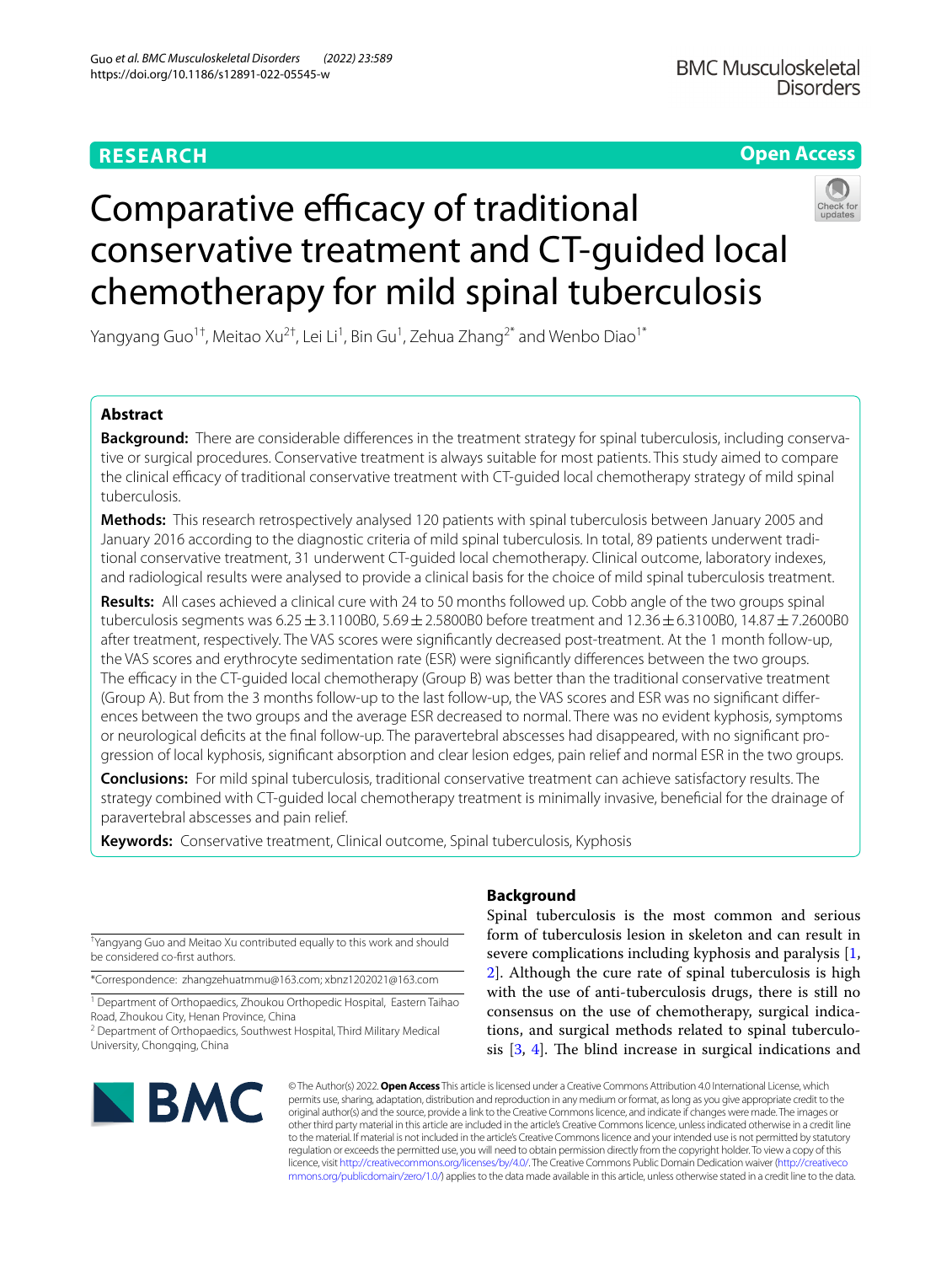**RESEARCH**

**Open Access**

# Comparative efficacy of traditional conservative treatment and CT-guided local chemotherapy for mild spinal tuberculosis

Yangyang Guo[1†], Meitao Xu[2†], Lei Li[1], Bin Gu[1], Zehua Zhang[2*] and Wenbo Diao[1*]

## Abstract

**Background:** There are considerable differences in the treatment strategy for spinal tuberculosis, including conservative or surgical procedures. Conservative treatment is always suitable for most patients. This study aimed to compare the clinical efficacy of traditional conservative treatment with CT-guided local chemotherapy strategy of mild spinal tuberculosis.

**Methods:** This research retrospectively analysed 120 patients with spinal tuberculosis between January 2005 and January 2016 according to the diagnostic criteria of mild spinal tuberculosis. In total, 89 patients underwent traditional conservative treatment, 31 underwent CT-guided local chemotherapy. Clinical outcome, laboratory indexes, and radiological results were analysed to provide a clinical basis for the choice of mild spinal tuberculosis treatment.

**Results:** All cases achieved a clinical cure with 24 to 50 months followed up. Cobb angle of the two groups spinal tuberculosis segments was 6.25 ± 3.1100B0, 5.69 ± 2.5800B0 before treatment and 12.36 ± 6.3100B0, 14.87 ± 7.2600B0 after treatment, respectively. The VAS scores were significantly decreased post-treatment. At the 1 month follow-up, the VAS scores and erythrocyte sedimentation rate (ESR) were significantly differences between the two groups. The efficacy in the CT-guided local chemotherapy (Group B) was better than the traditional conservative treatment (Group A). But from the 3 months follow-up to the last follow-up, the VAS scores and ESR was no significant differences between the two groups and the average ESR decreased to normal. There was no evident kyphosis, symptoms or neurological deficits at the final follow-up. The paravertebral abscesses had disappeared, with no significant progression of local kyphosis, significant absorption and clear lesion edges, pain relief and normal ESR in the two groups.

**Conclusions:** For mild spinal tuberculosis, traditional conservative treatment can achieve satisfactory results. The strategy combined with CT-guided local chemotherapy treatment is minimally invasive, beneficial for the drainage of paravertebral abscesses and pain relief.

**Keywords:** Conservative treatment, Clinical outcome, Spinal tuberculosis, Kyphosis

## Background

Spinal tuberculosis is the most common and serious form of tuberculosis lesion in skeleton and can result in severe complications including kyphosis and paralysis [1, 2]. Although the cure rate of spinal tuberculosis is high with the use of anti-tuberculosis drugs, there is still no consensus on the use of chemotherapy, surgical indications, and surgical methods related to spinal tuberculosis [3, 4]. The blind increase in surgical indications and

†Yangyang Guo and Meitao Xu contributed equally to this work and should be considered co-first authors.

*Correspondence: zhangzehuatmmu@163.com; xbnz1202021@163.com

[1] Department of Orthopaedics, Zhoukou Orthopedic Hospital, Eastern Taihao Road, Zhoukou City, Henan Province, China
[2] Department of Orthopaedics, Southwest Hospital, Third Military Medical University, Chongqing, China

© The Author(s) 2022. **Open Access** This article is licensed under a Creative Commons Attribution 4.0 International License, which permits use, sharing, adaptation, distribution and reproduction in any medium or format, as long as you give appropriate credit to the original author(s) and the source, provide a link to the Creative Commons licence, and indicate if changes were made. The images or other third party material in this article are included in the article's Creative Commons licence, unless indicated otherwise in a credit line to the material. If material is not included in the article's Creative Commons licence and your intended use is not permitted by statutory regulation or exceeds the permitted use, you will need to obtain permission directly from the copyright holder. To view a copy of this licence, visit http://creativecommons.org/licenses/by/4.0/. The Creative Commons Public Domain Dedication waiver (http://creativecommons.org/publicdomain/zero/1.0/) applies to the data made available in this article, unless otherwise stated in a credit line to the data.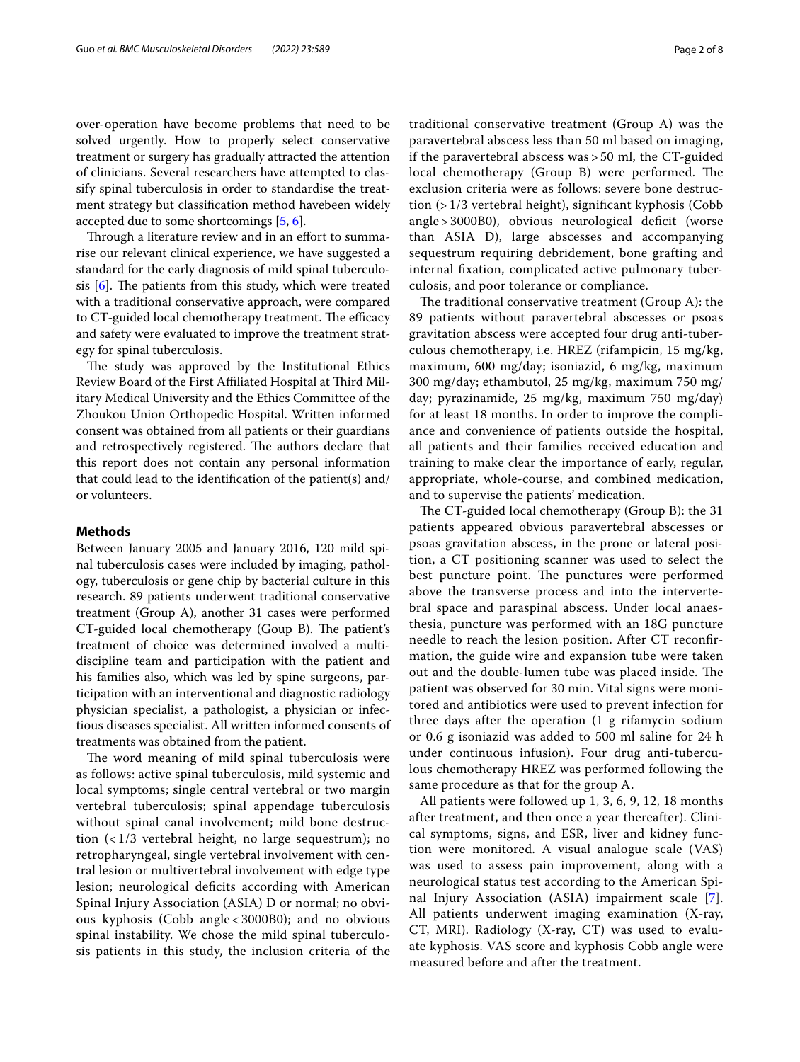over-operation have become problems that need to be solved urgently. How to properly select conservative treatment or surgery has gradually attracted the attention of clinicians. Several researchers have attempted to classify spinal tuberculosis in order to standardise the treatment strategy but classification method havebeen widely accepted due to some shortcomings [5, 6].

Through a literature review and in an effort to summarise our relevant clinical experience, we have suggested a standard for the early diagnosis of mild spinal tuberculosis [6]. The patients from this study, which were treated with a traditional conservative approach, were compared to CT-guided local chemotherapy treatment. The efficacy and safety were evaluated to improve the treatment strategy for spinal tuberculosis.

The study was approved by the Institutional Ethics Review Board of the First Affiliated Hospital at Third Military Medical University and the Ethics Committee of the Zhoukou Union Orthopedic Hospital. Written informed consent was obtained from all patients or their guardians and retrospectively registered. The authors declare that this report does not contain any personal information that could lead to the identification of the patient(s) and/or volunteers.

## Methods

Between January 2005 and January 2016, 120 mild spinal tuberculosis cases were included by imaging, pathology, tuberculosis or gene chip by bacterial culture in this research. 89 patients underwent traditional conservative treatment (Group A), another 31 cases were performed CT-guided local chemotherapy (Goup B). The patient's treatment of choice was determined involved a multi-discipline team and participation with the patient and his families also, which was led by spine surgeons, participation with an interventional and diagnostic radiology physician specialist, a pathologist, a physician or infectious diseases specialist. All written informed consents of treatments was obtained from the patient.

The word meaning of mild spinal tuberculosis were as follows: active spinal tuberculosis, mild systemic and local symptoms; single central vertebral or two margin vertebral tuberculosis; spinal appendage tuberculosis without spinal canal involvement; mild bone destruction (< 1/3 vertebral height, no large sequestrum); no retropharyngeal, single vertebral involvement with central lesion or multivertebral involvement with edge type lesion; neurological deficits according with American Spinal Injury Association (ASIA) D or normal; no obvious kyphosis (Cobb angle < 3000B0); and no obvious spinal instability. We chose the mild spinal tuberculosis patients in this study, the inclusion criteria of the traditional conservative treatment (Group A) was the paravertebral abscess less than 50 ml based on imaging, if the paravertebral abscess was > 50 ml, the CT-guided local chemotherapy (Group B) were performed. The exclusion criteria were as follows: severe bone destruction (> 1/3 vertebral height), significant kyphosis (Cobb angle > 3000B0), obvious neurological deficit (worse than ASIA D), large abscesses and accompanying sequestrum requiring debridement, bone grafting and internal fixation, complicated active pulmonary tuberculosis, and poor tolerance or compliance.

The traditional conservative treatment (Group A): the 89 patients without paravertebral abscesses or psoas gravitation abscess were accepted four drug anti-tuberculous chemotherapy, i.e. HREZ (rifampicin, 15 mg/kg, maximum, 600 mg/day; isoniazid, 6 mg/kg, maximum 300 mg/day; ethambutol, 25 mg/kg, maximum 750 mg/day; pyrazinamide, 25 mg/kg, maximum 750 mg/day) for at least 18 months. In order to improve the compliance and convenience of patients outside the hospital, all patients and their families received education and training to make clear the importance of early, regular, appropriate, whole-course, and combined medication, and to supervise the patients' medication.

The CT-guided local chemotherapy (Group B): the 31 patients appeared obvious paravertebral abscesses or psoas gravitation abscess, in the prone or lateral position, a CT positioning scanner was used to select the best puncture point. The punctures were performed above the transverse process and into the intervertebral space and paraspinal abscess. Under local anaesthesia, puncture was performed with an 18G puncture needle to reach the lesion position. After CT reconfirmation, the guide wire and expansion tube were taken out and the double-lumen tube was placed inside. The patient was observed for 30 min. Vital signs were monitored and antibiotics were used to prevent infection for three days after the operation (1 g rifamycin sodium or 0.6 g isoniazid was added to 500 ml saline for 24 h under continuous infusion). Four drug anti-tuberculous chemotherapy HREZ was performed following the same procedure as that for the group A.

All patients were followed up 1, 3, 6, 9, 12, 18 months after treatment, and then once a year thereafter). Clinical symptoms, signs, and ESR, liver and kidney function were monitored. A visual analogue scale (VAS) was used to assess pain improvement, along with a neurological status test according to the American Spinal Injury Association (ASIA) impairment scale [7]. All patients underwent imaging examination (X-ray, CT, MRI). Radiology (X-ray, CT) was used to evaluate kyphosis. VAS score and kyphosis Cobb angle were measured before and after the treatment.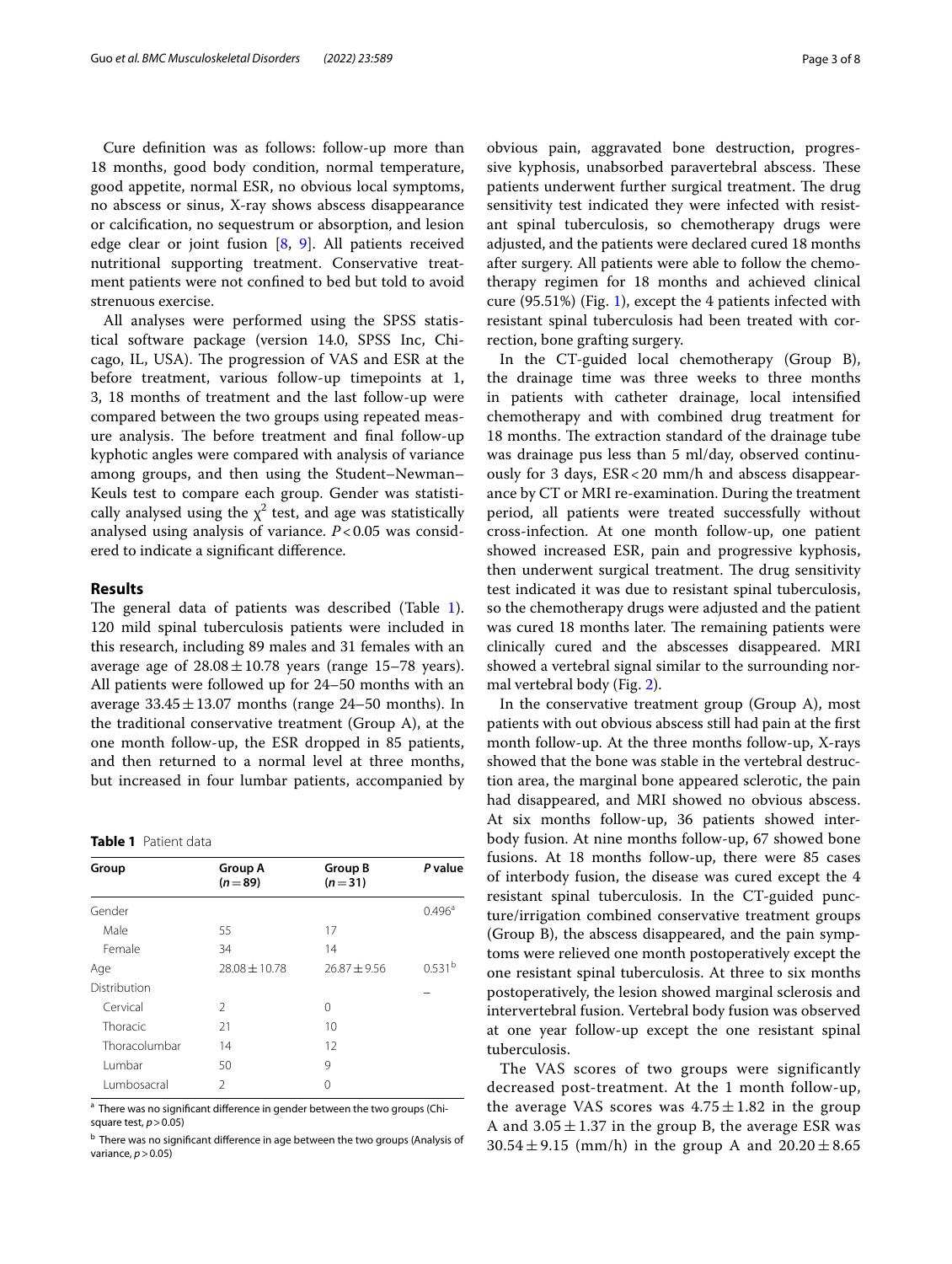Cure definition was as follows: follow-up more than 18 months, good body condition, normal temperature, good appetite, normal ESR, no obvious local symptoms, no abscess or sinus, X-ray shows abscess disappearance or calcification, no sequestrum or absorption, and lesion edge clear or joint fusion [8, 9]. All patients received nutritional supporting treatment. Conservative treatment patients were not confined to bed but told to avoid strenuous exercise.

All analyses were performed using the SPSS statistical software package (version 14.0, SPSS Inc, Chicago, IL, USA). The progression of VAS and ESR at the before treatment, various follow-up timepoints at 1, 3, 18 months of treatment and the last follow-up were compared between the two groups using repeated measure analysis. The before treatment and final follow-up kyphotic angles were compared with analysis of variance among groups, and then using the Student–Newman–Keuls test to compare each group. Gender was statistically analysed using the $\chi^2$ test, and age was statistically analysed using analysis of variance. $P<0.05$ was considered to indicate a significant difference.

## Results

The general data of patients was described (Table 1). 120 mild spinal tuberculosis patients were included in this research, including 89 males and 31 females with an average age of $28.08 \pm 10.78$ years (range 15–78 years). All patients were followed up for 24–50 months with an average $33.45 \pm 13.07$ months (range 24–50 months). In the traditional conservative treatment (Group A), at the one month follow-up, the ESR dropped in 85 patients, and then returned to a normal level at three months, but increased in four lumbar patients, accompanied by obvious pain, aggravated bone destruction, progressive kyphosis, unabsorbed paravertebral abscess. These patients underwent further surgical treatment. The drug sensitivity test indicated they were infected with resistant spinal tuberculosis, so chemotherapy drugs were adjusted, and the patients were declared cured 18 months after surgery. All patients were able to follow the chemotherapy regimen for 18 months and achieved clinical cure (95.51%) (Fig. 1), except the 4 patients infected with resistant spinal tuberculosis had been treated with correction, bone grafting surgery.

**Table 1** Patient data

| Group | Group A ($n=89$) | Group B ($n=31$) | *P* value |
|---|---|---|---|
| Gender | | | 0.496[a] |
| Male | 55 | 17 | |
| Female | 34 | 14 | |
| Age | $28.08 \pm 10.78$ | $26.87 \pm 9.56$ | 0.531[b] |
| Distribution | | | – |
| Cervical | 2 | 0 | |
| Thoracic | 21 | 10 | |
| Thoracolumbar | 14 | 12 | |
| Lumbar | 50 | 9 | |
| Lumbosacral | 2 | 0 | |

[a] There was no significant difference in gender between the two groups (Chi-square test, $p>0.05$)

[b] There was no significant difference in age between the two groups (Analysis of variance, $p>0.05$)

In the CT-guided local chemotherapy (Group B), the drainage time was three weeks to three months in patients with catheter drainage, local intensified chemotherapy and with combined drug treatment for 18 months. The extraction standard of the drainage tube was drainage pus less than 5 ml/day, observed continuously for 3 days, ESR < 20 mm/h and abscess disappearance by CT or MRI re-examination. During the treatment period, all patients were treated successfully without cross-infection. At one month follow-up, one patient showed increased ESR, pain and progressive kyphosis, then underwent surgical treatment. The drug sensitivity test indicated it was due to resistant spinal tuberculosis, so the chemotherapy drugs were adjusted and the patient was cured 18 months later. The remaining patients were clinically cured and the abscesses disappeared. MRI showed a vertebral signal similar to the surrounding normal vertebral body (Fig. 2).

In the conservative treatment group (Group A), most patients with out obvious abscess still had pain at the first month follow-up. At the three months follow-up, X-rays showed that the bone was stable in the vertebral destruction area, the marginal bone appeared sclerotic, the pain had disappeared, and MRI showed no obvious abscess. At six months follow-up, 36 patients showed interbody fusion. At nine months follow-up, 67 showed bone fusions. At 18 months follow-up, there were 85 cases of interbody fusion, the disease was cured except the 4 resistant spinal tuberculosis. In the CT-guided puncture/irrigation combined conservative treatment groups (Group B), the abscess disappeared, and the pain symptoms were relieved one month postoperatively except the one resistant spinal tuberculosis. At three to six months postoperatively, the lesion showed marginal sclerosis and intervertebral fusion. Vertebral body fusion was observed at one year follow-up except the one resistant spinal tuberculosis.

The VAS scores of two groups were significantly decreased post-treatment. At the 1 month follow-up, the average VAS scores was $4.75 \pm 1.82$ in the group A and $3.05 \pm 1.37$ in the group B, the average ESR was $30.54 \pm 9.15$ (mm/h) in the group A and $20.20 \pm 8.65$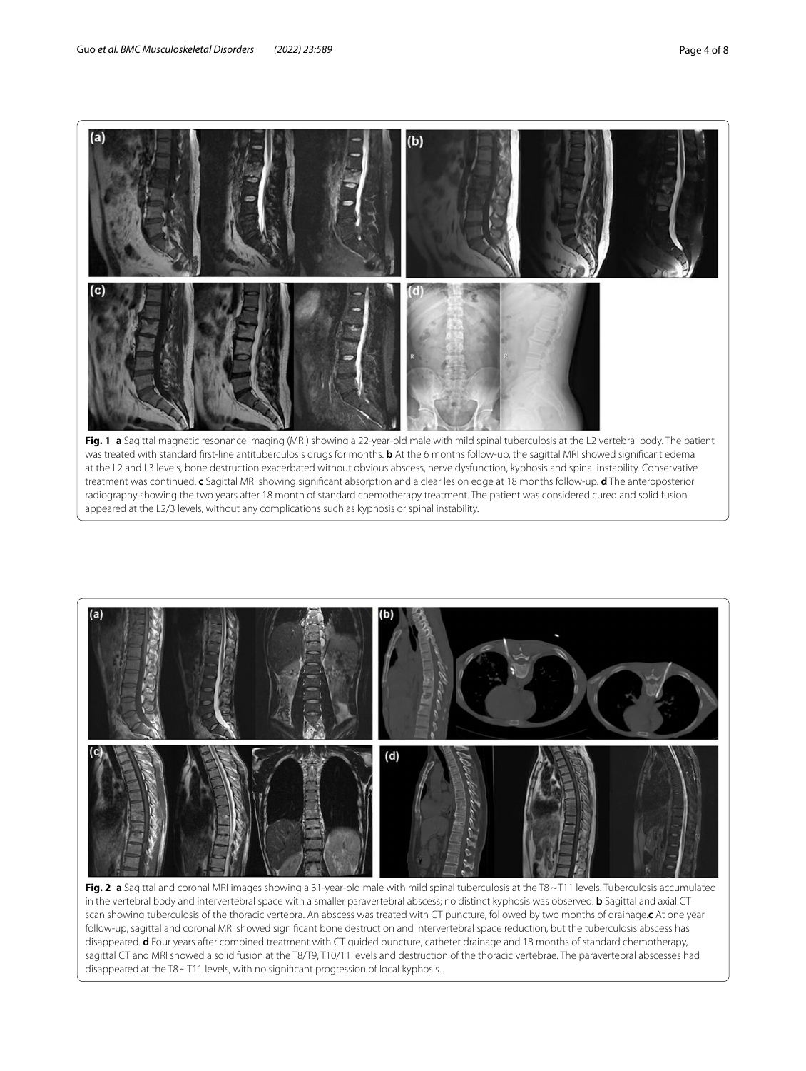**Fig. 1** **a** Sagittal magnetic resonance imaging (MRI) showing a 22-year-old male with mild spinal tuberculosis at the L2 vertebral body. The patient was treated with standard first-line antituberculosis drugs for months. **b** At the 6 months follow-up, the sagittal MRI showed significant edema at the L2 and L3 levels, bone destruction exacerbated without obvious abscess, nerve dysfunction, kyphosis and spinal instability. Conservative treatment was continued. **c** Sagittal MRI showing significant absorption and a clear lesion edge at 18 months follow-up. **d** The anteroposterior radiography showing the two years after 18 month of standard chemotherapy treatment. The patient was considered cured and solid fusion appeared at the L2/3 levels, without any complications such as kyphosis or spinal instability.

**Fig. 2** **a** Sagittal and coronal MRI images showing a 31-year-old male with mild spinal tuberculosis at the T8 ~ T11 levels. Tuberculosis accumulated in the vertebral body and intervertebral space with a smaller paravertebral abscess; no distinct kyphosis was observed. **b** Sagittal and axial CT scan showing tuberculosis of the thoracic vertebra. An abscess was treated with CT puncture, followed by two months of drainage.**c** At one year follow-up, sagittal and coronal MRI showed significant bone destruction and intervertebral space reduction, but the tuberculosis abscess has disappeared. **d** Four years after combined treatment with CT guided puncture, catheter drainage and 18 months of standard chemotherapy, sagittal CT and MRI showed a solid fusion at the T8/T9, T10/11 levels and destruction of the thoracic vertebrae. The paravertebral abscesses had disappeared at the T8 ~ T11 levels, with no significant progression of local kyphosis.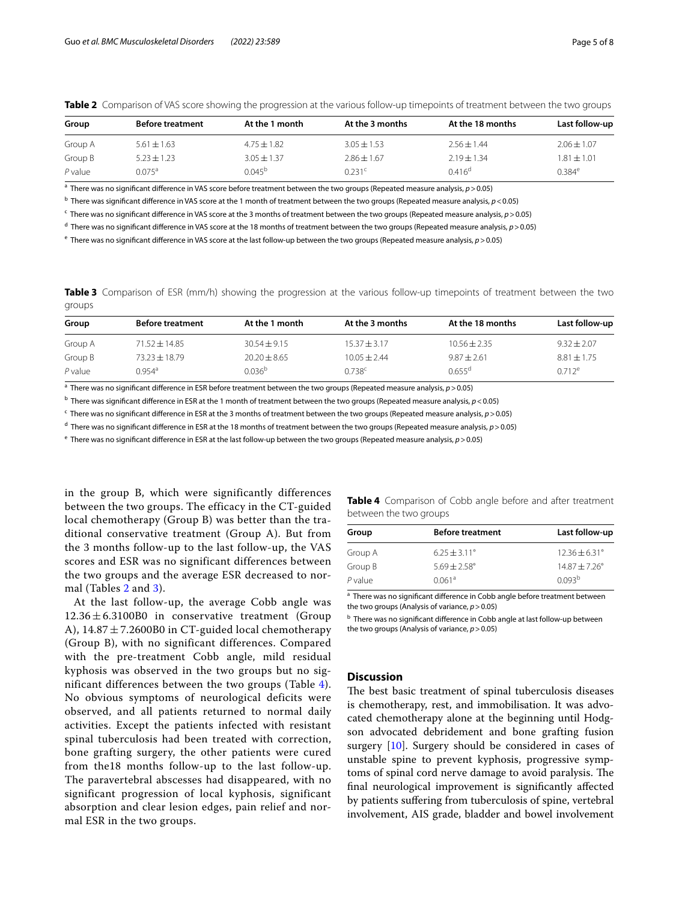**Table 2** Comparison of VAS score showing the progression at the various follow-up timepoints of treatment between the two groups

| Group | Before treatment | At the 1 month | At the 3 months | At the 18 months | Last follow-up |
|---|---|---|---|---|---|
| Group A | 5.61 ± 1.63 | 4.75 ± 1.82 | 3.05 ± 1.53 | 2.56 ± 1.44 | 2.06 ± 1.07 |
| Group B | 5.23 ± 1.23 | 3.05 ± 1.37 | 2.86 ± 1.67 | 2.19 ± 1.34 | 1.81 ± 1.01 |
| *P* value | 0.075[a] | 0.045[b] | 0.231[c] | 0.416[d] | 0.384[e] |

[a] There was no significant difference in VAS score before treatment between the two groups (Repeated measure analysis, $p > 0.05$)

[b] There was significant difference in VAS score at the 1 month of treatment between the two groups (Repeated measure analysis, $p < 0.05$)

[c] There was no significant difference in VAS score at the 3 months of treatment between the two groups (Repeated measure analysis, $p > 0.05$)

[d] There was no significant difference in VAS score at the 18 months of treatment between the two groups (Repeated measure analysis, $p > 0.05$)

[e] There was no significant difference in VAS score at the last follow-up between the two groups (Repeated measure analysis, $p > 0.05$)

**Table 3** Comparison of ESR (mm/h) showing the progression at the various follow-up timepoints of treatment between the two groups

| Group | Before treatment | At the 1 month | At the 3 months | At the 18 months | Last follow-up |
|---|---|---|---|---|---|
| Group A | 71.52 ± 14.85 | 30.54 ± 9.15 | 15.37 ± 3.17 | 10.56 ± 2.35 | 9.32 ± 2.07 |
| Group B | 73.23 ± 18.79 | 20.20 ± 8.65 | 10.05 ± 2.44 | 9.87 ± 2.61 | 8.81 ± 1.75 |
| *P* value | 0.954[a] | 0.036[b] | 0.738[c] | 0.655[d] | 0.712[e] |

[a] There was no significant difference in ESR before treatment between the two groups (Repeated measure analysis, $p > 0.05$)

[b] There was significant difference in ESR at the 1 month of treatment between the two groups (Repeated measure analysis, $p < 0.05$)

[c] There was no significant difference in ESR at the 3 months of treatment between the two groups (Repeated measure analysis, $p > 0.05$)

[d] There was no significant difference in ESR at the 18 months of treatment between the two groups (Repeated measure analysis, $p > 0.05$)

[e] There was no significant difference in ESR at the last follow-up between the two groups (Repeated measure analysis, $p > 0.05$)

in the group B, which were significantly differences between the two groups. The efficacy in the CT-guided local chemotherapy (Group B) was better than the traditional conservative treatment (Group A). But from the 3 months follow-up to the last follow-up, the VAS scores and ESR was no significant differences between the two groups and the average ESR decreased to normal (Tables 2 and 3).

At the last follow-up, the average Cobb angle was 12.36 ± 6.3100B0 in conservative treatment (Group A), 14.87 ± 7.2600B0 in CT-guided local chemotherapy (Group B), with no significant differences. Compared with the pre-treatment Cobb angle, mild residual kyphosis was observed in the two groups but no significant differences between the two groups (Table 4). No obvious symptoms of neurological deficits were observed, and all patients returned to normal daily activities. Except the patients infected with resistant spinal tuberculosis had been treated with correction, bone grafting surgery, the other patients were cured from the18 months follow-up to the last follow-up. The paravertebral abscesses had disappeared, with no significant progression of local kyphosis, significant absorption and clear lesion edges, pain relief and normal ESR in the two groups.

**Table 4** Comparison of Cobb angle before and after treatment between the two groups

| Group | Before treatment | Last follow-up |
|---|---|---|
| Group A | 6.25 ± 3.11° | 12.36 ± 6.31° |
| Group B | 5.69 ± 2.58° | 14.87 ± 7.26° |
| *P* value | 0.061[a] | 0.093[b] |

[a] There was no significant difference in Cobb angle before treatment between the two groups (Analysis of variance, $p > 0.05$)

[b] There was no significant difference in Cobb angle at last follow-up between the two groups (Analysis of variance, $p > 0.05$)

## Discussion

The best basic treatment of spinal tuberculosis diseases is chemotherapy, rest, and immobilisation. It was advocated chemotherapy alone at the beginning until Hodgson advocated debridement and bone grafting fusion surgery [10]. Surgery should be considered in cases of unstable spine to prevent kyphosis, progressive symptoms of spinal cord nerve damage to avoid paralysis. The final neurological improvement is significantly affected by patients suffering from tuberculosis of spine, vertebral involvement, AIS grade, bladder and bowel involvement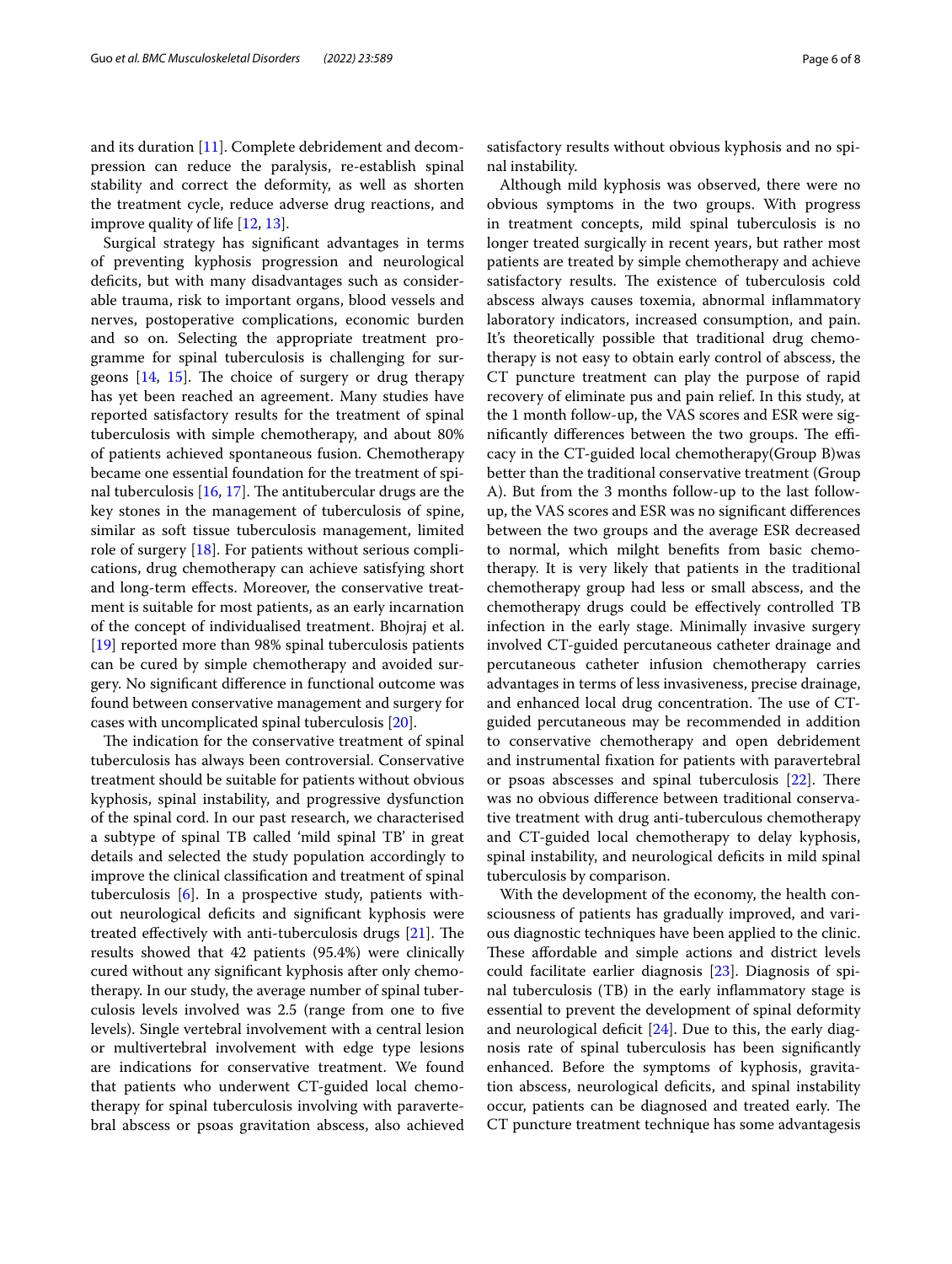and its duration [11]. Complete debridement and decompression can reduce the paralysis, re-establish spinal stability and correct the deformity, as well as shorten the treatment cycle, reduce adverse drug reactions, and improve quality of life [12, 13].

Surgical strategy has significant advantages in terms of preventing kyphosis progression and neurological deficits, but with many disadvantages such as considerable trauma, risk to important organs, blood vessels and nerves, postoperative complications, economic burden and so on. Selecting the appropriate treatment programme for spinal tuberculosis is challenging for surgeons [14, 15]. The choice of surgery or drug therapy has yet been reached an agreement. Many studies have reported satisfactory results for the treatment of spinal tuberculosis with simple chemotherapy, and about 80% of patients achieved spontaneous fusion. Chemotherapy became one essential foundation for the treatment of spinal tuberculosis [16, 17]. The antitubercular drugs are the key stones in the management of tuberculosis of spine, similar as soft tissue tuberculosis management, limited role of surgery [18]. For patients without serious complications, drug chemotherapy can achieve satisfying short and long-term effects. Moreover, the conservative treatment is suitable for most patients, as an early incarnation of the concept of individualised treatment. Bhojraj et al. [19] reported more than 98% spinal tuberculosis patients can be cured by simple chemotherapy and avoided surgery. No significant difference in functional outcome was found between conservative management and surgery for cases with uncomplicated spinal tuberculosis [20].

The indication for the conservative treatment of spinal tuberculosis has always been controversial. Conservative treatment should be suitable for patients without obvious kyphosis, spinal instability, and progressive dysfunction of the spinal cord. In our past research, we characterised a subtype of spinal TB called 'mild spinal TB' in great details and selected the study population accordingly to improve the clinical classification and treatment of spinal tuberculosis [6]. In a prospective study, patients without neurological deficits and significant kyphosis were treated effectively with anti-tuberculosis drugs [21]. The results showed that 42 patients (95.4%) were clinically cured without any significant kyphosis after only chemotherapy. In our study, the average number of spinal tuberculosis levels involved was 2.5 (range from one to five levels). Single vertebral involvement with a central lesion or multivertebral involvement with edge type lesions are indications for conservative treatment. We found that patients who underwent CT-guided local chemotherapy for spinal tuberculosis involving with paravertebral abscess or psoas gravitation abscess, also achieved satisfactory results without obvious kyphosis and no spinal instability.

Although mild kyphosis was observed, there were no obvious symptoms in the two groups. With progress in treatment concepts, mild spinal tuberculosis is no longer treated surgically in recent years, but rather most patients are treated by simple chemotherapy and achieve satisfactory results. The existence of tuberculosis cold abscess always causes toxemia, abnormal inflammatory laboratory indicators, increased consumption, and pain. It's theoretically possible that traditional drug chemotherapy is not easy to obtain early control of abscess, the CT puncture treatment can play the purpose of rapid recovery of eliminate pus and pain relief. In this study, at the 1 month follow-up, the VAS scores and ESR were significantly differences between the two groups. The efficacy in the CT-guided local chemotherapy(Group B)was better than the traditional conservative treatment (Group A). But from the 3 months follow-up to the last follow-up, the VAS scores and ESR was no significant differences between the two groups and the average ESR decreased to normal, which milght benefits from basic chemotherapy. It is very likely that patients in the traditional chemotherapy group had less or small abscess, and the chemotherapy drugs could be effectively controlled TB infection in the early stage. Minimally invasive surgery involved CT-guided percutaneous catheter drainage and percutaneous catheter infusion chemotherapy carries advantages in terms of less invasiveness, precise drainage, and enhanced local drug concentration. The use of CT-guided percutaneous may be recommended in addition to conservative chemotherapy and open debridement and instrumental fixation for patients with paravertebral or psoas abscesses and spinal tuberculosis [22]. There was no obvious difference between traditional conservative treatment with drug anti-tuberculous chemotherapy and CT-guided local chemotherapy to delay kyphosis, spinal instability, and neurological deficits in mild spinal tuberculosis by comparison.

With the development of the economy, the health consciousness of patients has gradually improved, and various diagnostic techniques have been applied to the clinic. These affordable and simple actions and district levels could facilitate earlier diagnosis [23]. Diagnosis of spinal tuberculosis (TB) in the early inflammatory stage is essential to prevent the development of spinal deformity and neurological deficit [24]. Due to this, the early diagnosis rate of spinal tuberculosis has been significantly enhanced. Before the symptoms of kyphosis, gravitation abscess, neurological deficits, and spinal instability occur, patients can be diagnosed and treated early. The CT puncture treatment technique has some advantagesis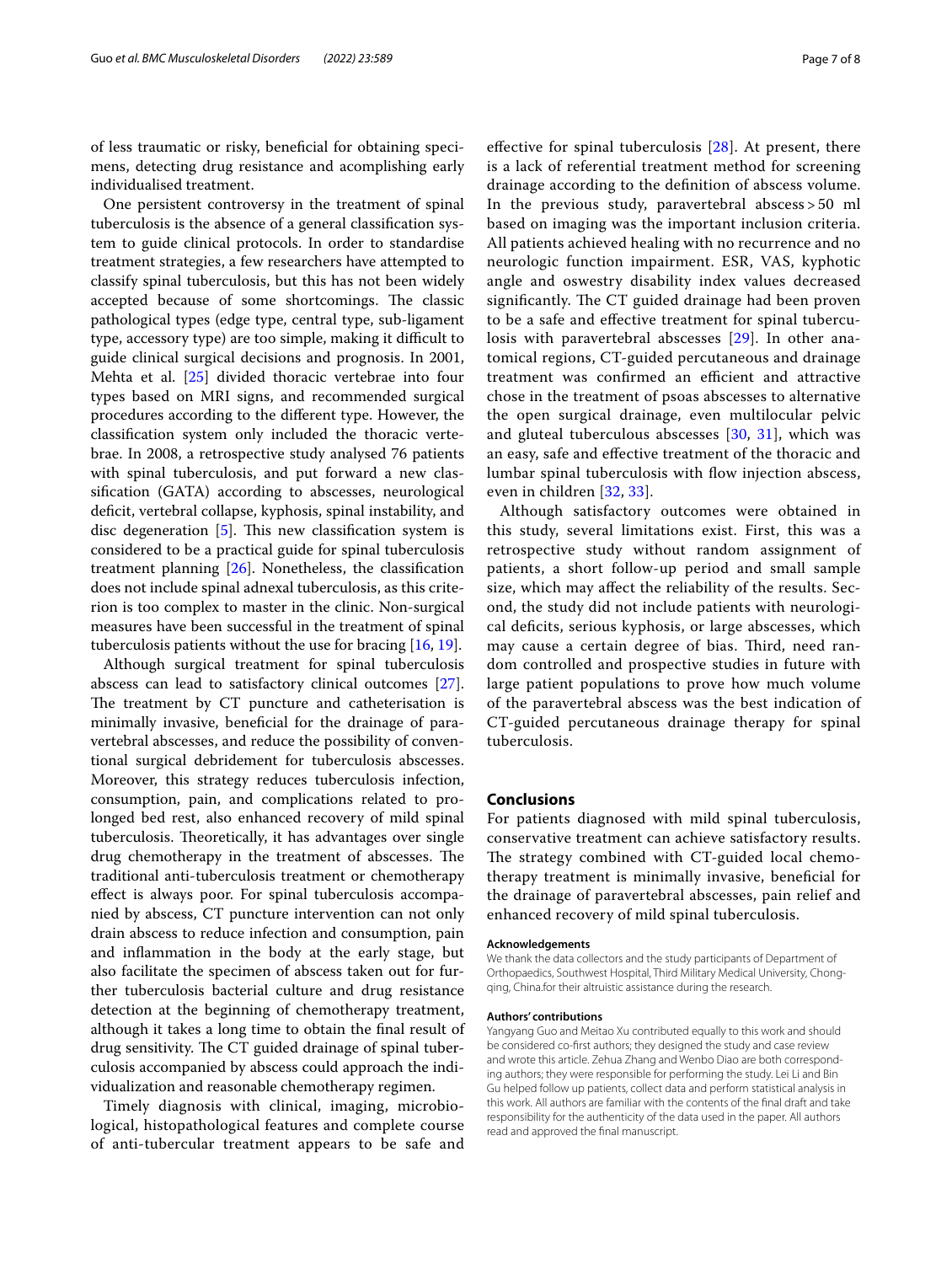of less traumatic or risky, beneficial for obtaining specimens, detecting drug resistance and acomplishing early individualised treatment.

One persistent controversy in the treatment of spinal tuberculosis is the absence of a general classification system to guide clinical protocols. In order to standardise treatment strategies, a few researchers have attempted to classify spinal tuberculosis, but this has not been widely accepted because of some shortcomings. The classic pathological types (edge type, central type, sub-ligament type, accessory type) are too simple, making it difficult to guide clinical surgical decisions and prognosis. In 2001, Mehta et al. [25] divided thoracic vertebrae into four types based on MRI signs, and recommended surgical procedures according to the different type. However, the classification system only included the thoracic vertebrae. In 2008, a retrospective study analysed 76 patients with spinal tuberculosis, and put forward a new classification (GATA) according to abscesses, neurological deficit, vertebral collapse, kyphosis, spinal instability, and disc degeneration [5]. This new classification system is considered to be a practical guide for spinal tuberculosis treatment planning [26]. Nonetheless, the classification does not include spinal adnexal tuberculosis, as this criterion is too complex to master in the clinic. Non-surgical measures have been successful in the treatment of spinal tuberculosis patients without the use for bracing [16, 19].

Although surgical treatment for spinal tuberculosis abscess can lead to satisfactory clinical outcomes [27]. The treatment by CT puncture and catheterisation is minimally invasive, beneficial for the drainage of paravertebral abscesses, and reduce the possibility of conventional surgical debridement for tuberculosis abscesses. Moreover, this strategy reduces tuberculosis infection, consumption, pain, and complications related to prolonged bed rest, also enhanced recovery of mild spinal tuberculosis. Theoretically, it has advantages over single drug chemotherapy in the treatment of abscesses. The traditional anti-tuberculosis treatment or chemotherapy effect is always poor. For spinal tuberculosis accompanied by abscess, CT puncture intervention can not only drain abscess to reduce infection and consumption, pain and inflammation in the body at the early stage, but also facilitate the specimen of abscess taken out for further tuberculosis bacterial culture and drug resistance detection at the beginning of chemotherapy treatment, although it takes a long time to obtain the final result of drug sensitivity. The CT guided drainage of spinal tuberculosis accompanied by abscess could approach the individualization and reasonable chemotherapy regimen.

Timely diagnosis with clinical, imaging, microbiological, histopathological features and complete course of anti-tubercular treatment appears to be safe and effective for spinal tuberculosis [28]. At present, there is a lack of referential treatment method for screening drainage according to the definition of abscess volume. In the previous study, paravertebral abscess > 50 ml based on imaging was the important inclusion criteria. All patients achieved healing with no recurrence and no neurologic function impairment. ESR, VAS, kyphotic angle and oswestry disability index values decreased significantly. The CT guided drainage had been proven to be a safe and effective treatment for spinal tuberculosis with paravertebral abscesses [29]. In other anatomical regions, CT-guided percutaneous and drainage treatment was confirmed an efficient and attractive chose in the treatment of psoas abscesses to alternative the open surgical drainage, even multilocular pelvic and gluteal tuberculous abscesses [30, 31], which was an easy, safe and effective treatment of the thoracic and lumbar spinal tuberculosis with flow injection abscess, even in children [32, 33].

Although satisfactory outcomes were obtained in this study, several limitations exist. First, this was a retrospective study without random assignment of patients, a short follow-up period and small sample size, which may affect the reliability of the results. Second, the study did not include patients with neurological deficits, serious kyphosis, or large abscesses, which may cause a certain degree of bias. Third, need random controlled and prospective studies in future with large patient populations to prove how much volume of the paravertebral abscess was the best indication of CT-guided percutaneous drainage therapy for spinal tuberculosis.

## Conclusions

For patients diagnosed with mild spinal tuberculosis, conservative treatment can achieve satisfactory results. The strategy combined with CT-guided local chemotherapy treatment is minimally invasive, beneficial for the drainage of paravertebral abscesses, pain relief and enhanced recovery of mild spinal tuberculosis.

#### Acknowledgements

We thank the data collectors and the study participants of Department of Orthopaedics, Southwest Hospital, Third Military Medical University, Chongqing, China.for their altruistic assistance during the research.

#### Authors' contributions

Yangyang Guo and Meitao Xu contributed equally to this work and should be considered co-first authors; they designed the study and case review and wrote this article. Zehua Zhang and Wenbo Diao are both corresponding authors; they were responsible for performing the study. Lei Li and Bin Gu helped follow up patients, collect data and perform statistical analysis in this work. All authors are familiar with the contents of the final draft and take responsibility for the authenticity of the data used in the paper. All authors read and approved the final manuscript.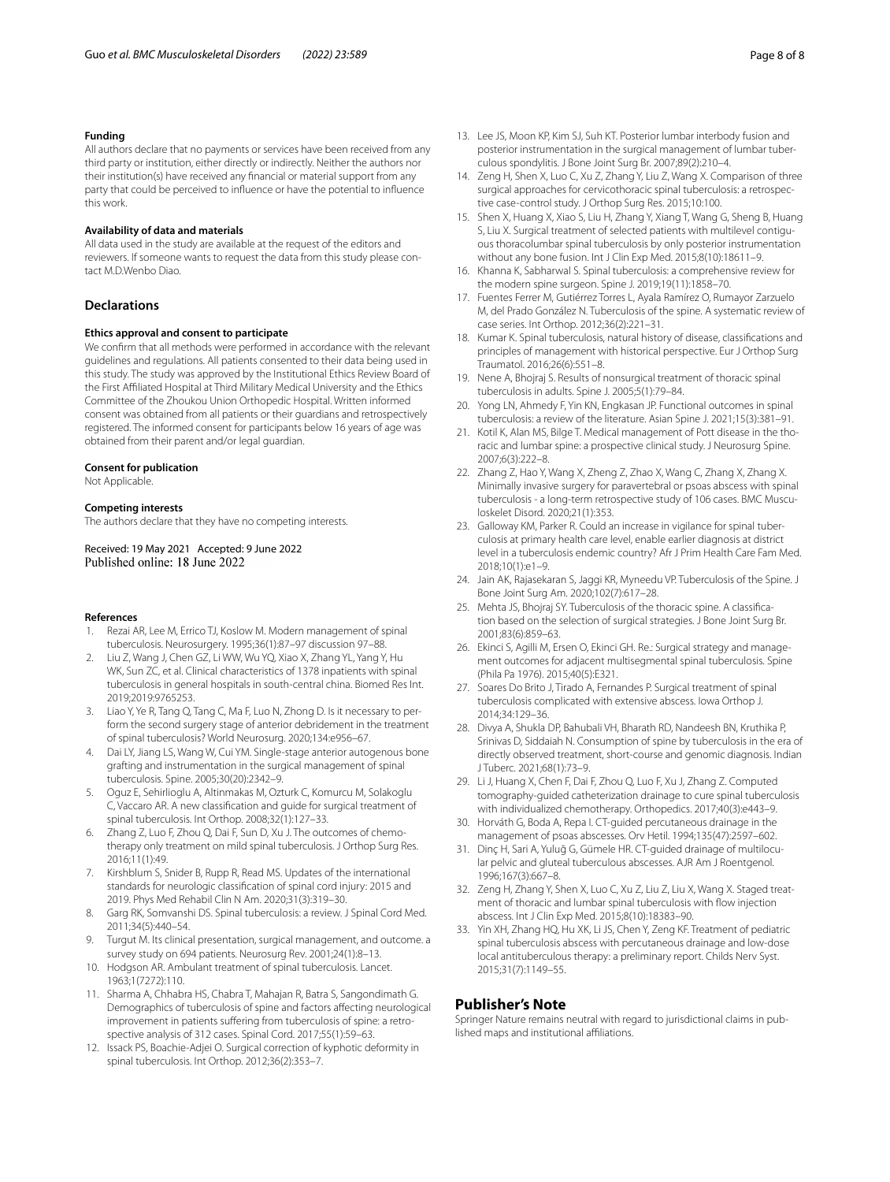#### Funding

All authors declare that no payments or services have been received from any third party or institution, either directly or indirectly. Neither the authors nor their institution(s) have received any financial or material support from any party that could be perceived to influence or have the potential to influence this work.

#### Availability of data and materials

All data used in the study are available at the request of the editors and reviewers. If someone wants to request the data from this study please contact M.D.Wenbo Diao.

## Declarations

#### Ethics approval and consent to participate

We confirm that all methods were performed in accordance with the relevant guidelines and regulations. All patients consented to their data being used in this study. The study was approved by the Institutional Ethics Review Board of the First Affiliated Hospital at Third Military Medical University and the Ethics Committee of the Zhoukou Union Orthopedic Hospital. Written informed consent was obtained from all patients or their guardians and retrospectively registered. The informed consent for participants below 16 years of age was obtained from their parent and/or legal guardian.

#### Consent for publication

Not Applicable.

#### Competing interests

The authors declare that they have no competing interests.

Received: 19 May 2021 Accepted: 9 June 2022
Published online: 18 June 2022

#### References

1. Rezai AR, Lee M, Errico TJ, Koslow M. Modern management of spinal tuberculosis. Neurosurgery. 1995;36(1):87–97 discussion 97–88.
2. Liu Z, Wang J, Chen GZ, Li WW, Wu YQ, Xiao X, Zhang YL, Yang Y, Hu WK, Sun ZC, et al. Clinical characteristics of 1378 inpatients with spinal tuberculosis in general hospitals in south-central china. Biomed Res Int. 2019;2019:9765253.
3. Liao Y, Ye R, Tang Q, Tang C, Ma F, Luo N, Zhong D. Is it necessary to perform the second surgery stage of anterior debridement in the treatment of spinal tuberculosis? World Neurosurg. 2020;134:e956–67.
4. Dai LY, Jiang LS, Wang W, Cui YM. Single-stage anterior autogenous bone grafting and instrumentation in the surgical management of spinal tuberculosis. Spine. 2005;30(20):2342–9.
5. Oguz E, Sehirlioglu A, Altinmakas M, Ozturk C, Komurcu M, Solakoglu C, Vaccaro AR. A new classification and guide for surgical treatment of spinal tuberculosis. Int Orthop. 2008;32(1):127–33.
6. Zhang Z, Luo F, Zhou Q, Dai F, Sun D, Xu J. The outcomes of chemotherapy only treatment on mild spinal tuberculosis. J Orthop Surg Res. 2016;11(1):49.
7. Kirshblum S, Snider B, Rupp R, Read MS. Updates of the international standards for neurologic classification of spinal cord injury: 2015 and 2019. Phys Med Rehabil Clin N Am. 2020;31(3):319–30.
8. Garg RK, Somvanshi DS. Spinal tuberculosis: a review. J Spinal Cord Med. 2011;34(5):440–54.
9. Turgut M. Its clinical presentation, surgical management, and outcome. a survey study on 694 patients. Neurosurg Rev. 2001;24(1):8–13.
10. Hodgson AR. Ambulant treatment of spinal tuberculosis. Lancet. 1963;1(7272):110.
11. Sharma A, Chhabra HS, Chabra T, Mahajan R, Batra S, Sangondimath G. Demographics of tuberculosis of spine and factors affecting neurological improvement in patients suffering from tuberculosis of spine: a retrospective analysis of 312 cases. Spinal Cord. 2017;55(1):59–63.
12. Issack PS, Boachie-Adjei O. Surgical correction of kyphotic deformity in spinal tuberculosis. Int Orthop. 2012;36(2):353–7.
13. Lee JS, Moon KP, Kim SJ, Suh KT. Posterior lumbar interbody fusion and posterior instrumentation in the surgical management of lumbar tuberculous spondylitis. J Bone Joint Surg Br. 2007;89(2):210–4.
14. Zeng H, Shen X, Luo C, Xu Z, Zhang Y, Liu Z, Wang X. Comparison of three surgical approaches for cervicothoracic spinal tuberculosis: a retrospective case-control study. J Orthop Surg Res. 2015;10:100.
15. Shen X, Huang X, Xiao S, Liu H, Zhang Y, Xiang T, Wang G, Sheng B, Huang S, Liu X. Surgical treatment of selected patients with multilevel contiguous thoracolumbar spinal tuberculosis by only posterior instrumentation without any bone fusion. Int J Clin Exp Med. 2015;8(10):18611–9.
16. Khanna K, Sabharwal S. Spinal tuberculosis: a comprehensive review for the modern spine surgeon. Spine J. 2019;19(11):1858–70.
17. Fuentes Ferrer M, Gutiérrez Torres L, Ayala Ramírez O, Rumayor Zarzuelo M, del Prado González N. Tuberculosis of the spine. A systematic review of case series. Int Orthop. 2012;36(2):221–31.
18. Kumar K. Spinal tuberculosis, natural history of disease, classifications and principles of management with historical perspective. Eur J Orthop Surg Traumatol. 2016;26(6):551–8.
19. Nene A, Bhojraj S. Results of nonsurgical treatment of thoracic spinal tuberculosis in adults. Spine J. 2005;5(1):79–84.
20. Yong LN, Ahmedy F, Yin KN, Engkasan JP. Functional outcomes in spinal tuberculosis: a review of the literature. Asian Spine J. 2021;15(3):381–91.
21. Kotil K, Alan MS, Bilge T. Medical management of Pott disease in the thoracic and lumbar spine: a prospective clinical study. J Neurosurg Spine. 2007;6(3):222–8.
22. Zhang Z, Hao Y, Wang X, Zheng Z, Zhao X, Wang C, Zhang X, Zhang X. Minimally invasive surgery for paravertebral or psoas abscess with spinal tuberculosis - a long-term retrospective study of 106 cases. BMC Musculoskelet Disord. 2020;21(1):353.
23. Galloway KM, Parker R. Could an increase in vigilance for spinal tuberculosis at primary health care level, enable earlier diagnosis at district level in a tuberculosis endemic country? Afr J Prim Health Care Fam Med. 2018;10(1):e1–9.
24. Jain AK, Rajasekaran S, Jaggi KR, Myneedu VP. Tuberculosis of the Spine. J Bone Joint Surg Am. 2020;102(7):617–28.
25. Mehta JS, Bhojraj SY. Tuberculosis of the thoracic spine. A classification based on the selection of surgical strategies. J Bone Joint Surg Br. 2001;83(6):859–63.
26. Ekinci S, Agilli M, Ersen O, Ekinci GH. Re.: Surgical strategy and management outcomes for adjacent multisegmental spinal tuberculosis. Spine (Phila Pa 1976). 2015;40(5):E321.
27. Soares Do Brito J, Tirado A, Fernandes P. Surgical treatment of spinal tuberculosis complicated with extensive abscess. Iowa Orthop J. 2014;34:129–36.
28. Divya A, Shukla DP, Bahubali VH, Bharath RD, Nandeesh BN, Kruthika P, Srinivas D, Siddaiah N. Consumption of spine by tuberculosis in the era of directly observed treatment, short-course and genomic diagnosis. Indian J Tuberc. 2021;68(1):73–9.
29. Li J, Huang X, Chen F, Dai F, Zhou Q, Luo F, Xu J, Zhang Z. Computed tomography-guided catheterization drainage to cure spinal tuberculosis with individualized chemotherapy. Orthopedics. 2017;40(3):e443–9.
30. Horváth G, Boda A, Repa I. CT-guided percutaneous drainage in the management of psoas abscesses. Orv Hetil. 1994;135(47):2597–602.
31. Dinç H, Sari A, Yuluğ G, Gümele HR. CT-guided drainage of multilocular pelvic and gluteal tuberculous abscesses. AJR Am J Roentgenol. 1996;167(3):667–8.
32. Zeng H, Zhang Y, Shen X, Luo C, Xu Z, Liu Z, Liu X, Wang X. Staged treatment of thoracic and lumbar spinal tuberculosis with flow injection abscess. Int J Clin Exp Med. 2015;8(10):18383–90.
33. Yin XH, Zhang HQ, Hu XK, Li JS, Chen Y, Zeng KF. Treatment of pediatric spinal tuberculosis abscess with percutaneous drainage and low-dose local antituberculous therapy: a preliminary report. Childs Nerv Syst. 2015;31(7):1149–55.

## Publisher's Note

Springer Nature remains neutral with regard to jurisdictional claims in published maps and institutional affiliations.